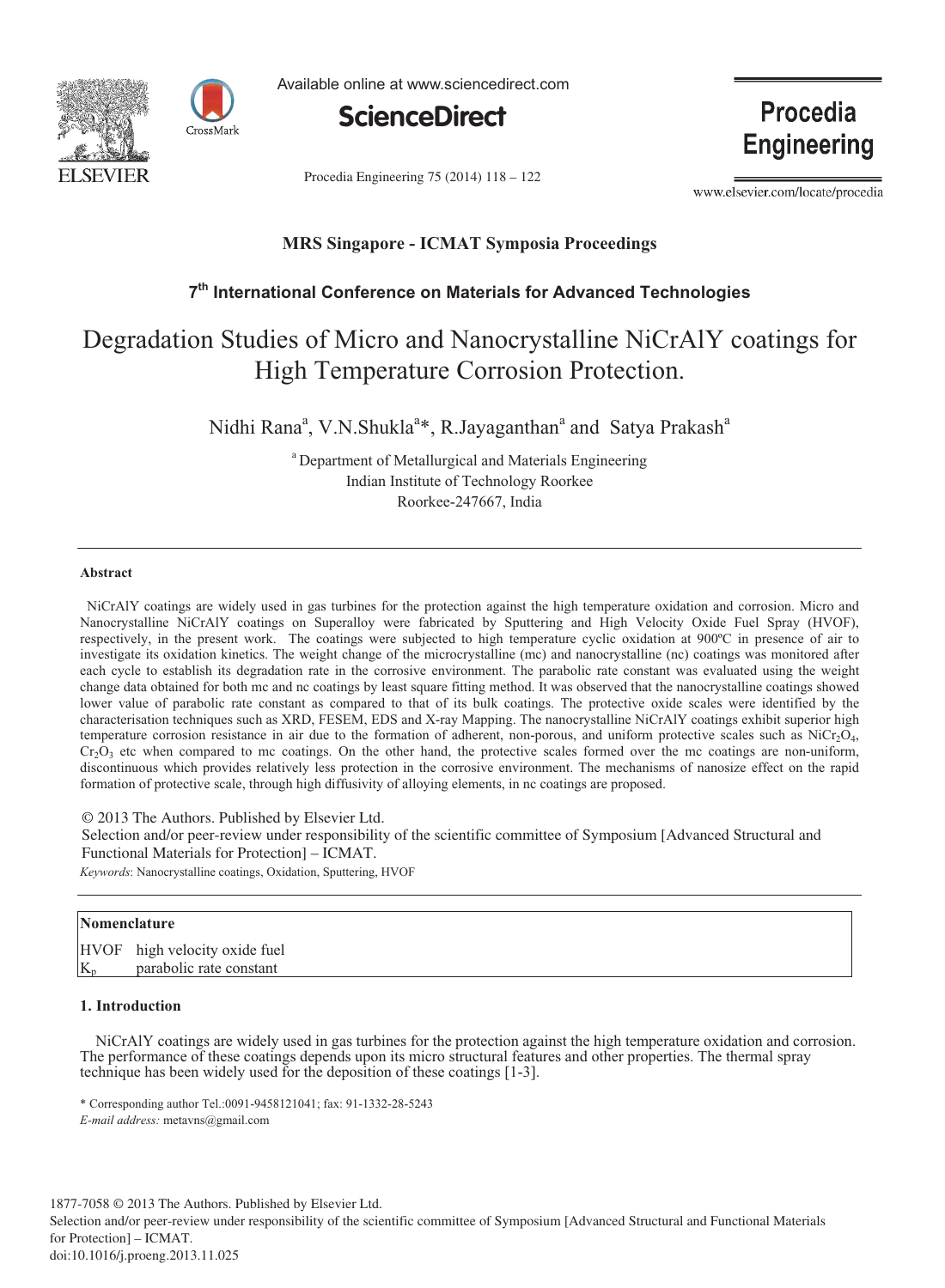MRS Singapore - ICMAT Symposia Proceedings

7th International Conference on Materials for Advanced Technologies

# Degradation Studies of Micro and Nanocrystalline NiCrAlY coatings for High Temperature Corrosion Protection.

Nidhi Rana[a], V.N.Shukla[a]*, R.Jayaganthan[a] and Satya Prakash[a]

[a] Department of Metallurgical and Materials Engineering
Indian Institute of Technology Roorkee
Roorkee-247667, India

## Abstract

NiCrAlY coatings are widely used in gas turbines for the protection against the high temperature oxidation and corrosion. Micro and Nanocrystalline NiCrAlY coatings on Superalloy were fabricated by Sputtering and High Velocity Oxide Fuel Spray (HVOF), respectively, in the present work. The coatings were subjected to high temperature cyclic oxidation at 900ºC in presence of air to investigate its oxidation kinetics. The weight change of the microcrystalline (mc) and nanocrystalline (nc) coatings was monitored after each cycle to establish its degradation rate in the corrosive environment. The parabolic rate constant was evaluated using the weight change data obtained for both mc and nc coatings by least square fitting method. It was observed that the nanocrystalline coatings showed lower value of parabolic rate constant as compared to that of its bulk coatings. The protective oxide scales were identified by the characterisation techniques such as XRD, FESEM, EDS and X-ray Mapping. The nanocrystalline NiCrAlY coatings exhibit superior high temperature corrosion resistance in air due to the formation of adherent, non-porous, and uniform protective scales such as $NiCr_2O_4$, $Cr_2O_3$ etc when compared to mc coatings. On the other hand, the protective scales formed over the mc coatings are non-uniform, discontinuous which provides relatively less protection in the corrosive environment. The mechanisms of nanosize effect on the rapid formation of protective scale, through high diffusivity of alloying elements, in nc coatings are proposed.

© 2013 The Authors. Published by Elsevier Ltd.
Selection and/or peer-review under responsibility of the scientific committee of Symposium [Advanced Structural and Functional Materials for Protection] – ICMAT.

*Keywords*: Nanocrystalline coatings, Oxidation, Sputtering, HVOF

| Nomenclature | |
|---|---|
| HVOF | high velocity oxide fuel |
| $K_p$ | parabolic rate constant |

## 1. Introduction

NiCrAlY coatings are widely used in gas turbines for the protection against the high temperature oxidation and corrosion. The performance of these coatings depends upon its micro structural features and other properties. The thermal spray technique has been widely used for the deposition of these coatings [1-3].

\* Corresponding author Tel.:0091-9458121041; fax: 91-1332-28-5243
*E-mail address:* metavns@gmail.com

1877-7058 © 2013 The Authors. Published by Elsevier Ltd.
Selection and/or peer-review under responsibility of the scientific committee of Symposium [Advanced Structural and Functional Materials for Protection] – ICMAT.
doi:10.1016/j.proeng.2013.11.025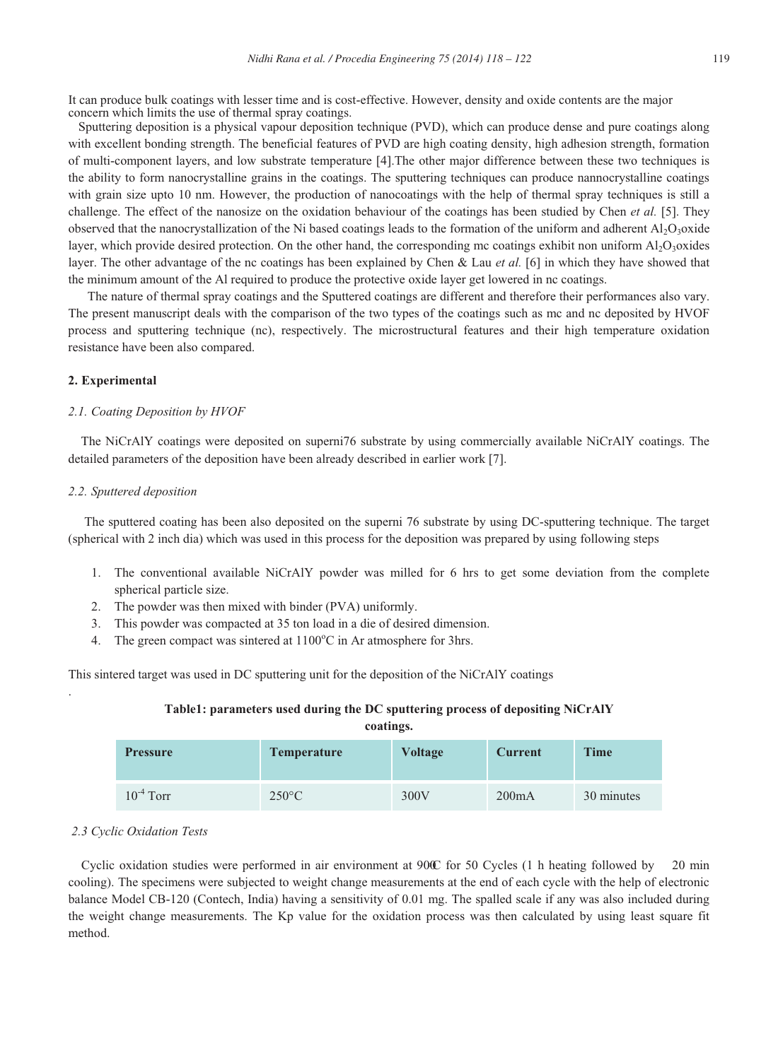It can produce bulk coatings with lesser time and is cost-effective. However, density and oxide contents are the major concern which limits the use of thermal spray coatings.

Sputtering deposition is a physical vapour deposition technique (PVD), which can produce dense and pure coatings along with excellent bonding strength. The beneficial features of PVD are high coating density, high adhesion strength, formation of multi-component layers, and low substrate temperature [4].The other major difference between these two techniques is the ability to form nanocrystalline grains in the coatings. The sputtering techniques can produce nannocrystalline coatings with grain size upto 10 nm. However, the production of nanocoatings with the help of thermal spray techniques is still a challenge. The effect of the nanosize on the oxidation behaviour of the coatings has been studied by Chen *et al.* [5]. They observed that the nanocrystallization of the Ni based coatings leads to the formation of the uniform and adherent $Al_2O_3$oxide layer, which provide desired protection. On the other hand, the corresponding mc coatings exhibit non uniform $Al_2O_3$oxides layer. The other advantage of the nc coatings has been explained by Chen & Lau *et al.* [6] in which they have showed that the minimum amount of the Al required to produce the protective oxide layer get lowered in nc coatings.

The nature of thermal spray coatings and the Sputtered coatings are different and therefore their performances also vary. The present manuscript deals with the comparison of the two types of the coatings such as mc and nc deposited by HVOF process and sputtering technique (nc), respectively. The microstructural features and their high temperature oxidation resistance have been also compared.

## 2. Experimental

### *2.1. Coating Deposition by HVOF*

The NiCrAlY coatings were deposited on superni76 substrate by using commercially available NiCrAlY coatings. The detailed parameters of the deposition have been already described in earlier work [7].

### *2.2. Sputtered deposition*

The sputtered coating has been also deposited on the superni 76 substrate by using DC-sputtering technique. The target (spherical with 2 inch dia) which was used in this process for the deposition was prepared by using following steps

1. The conventional available NiCrAlY powder was milled for 6 hrs to get some deviation from the complete spherical particle size.
2. The powder was then mixed with binder (PVA) uniformly.
3. This powder was compacted at 35 ton load in a die of desired dimension.
4. The green compact was sintered at 1100°C in Ar atmosphere for 3hrs.

This sintered target was used in DC sputtering unit for the deposition of the NiCrAlY coatings

.

**Table1: parameters used during the DC sputtering process of depositing NiCrAlY coatings.**

| Pressure | Temperature | Voltage | Current | Time |
|---|---|---|---|---|
| $10^{-4}$ Torr | 250°C | 300V | 200mA | 30 minutes |

### *2.3 Cyclic Oxidation Tests*

Cyclic oxidation studies were performed in air environment at 900°C for 50 Cycles (1 h heating followed by 20 min cooling). The specimens were subjected to weight change measurements at the end of each cycle with the help of electronic balance Model CB-120 (Contech, India) having a sensitivity of 0.01 mg. The spalled scale if any was also included during the weight change measurements. The Kp value for the oxidation process was then calculated by using least square fit method.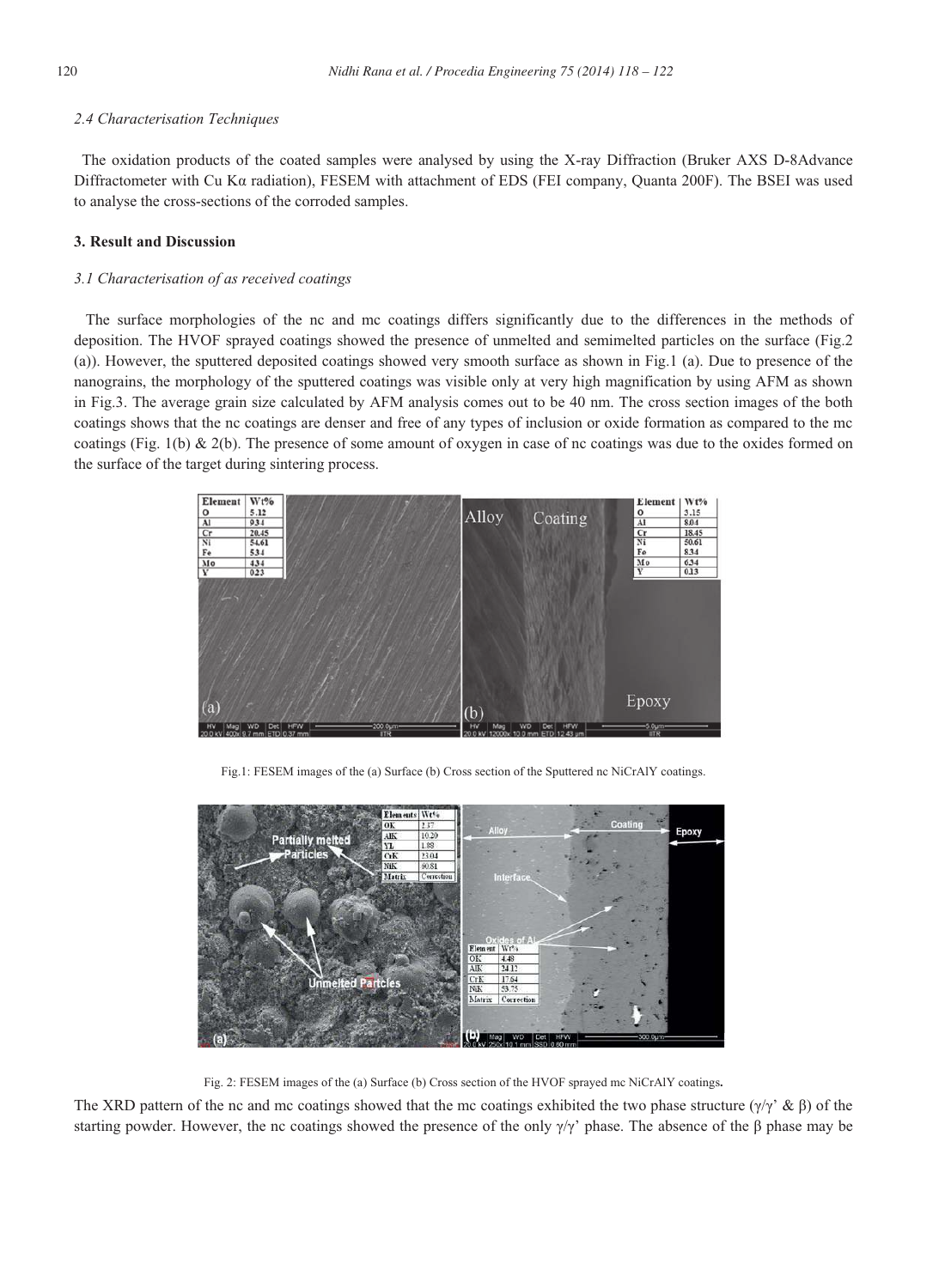### 2.4 Characterisation Techniques

The oxidation products of the coated samples were analysed by using the X-ray Diffraction (Bruker AXS D-8Advance Diffractometer with Cu Kα radiation), FESEM with attachment of EDS (FEI company, Quanta 200F). The BSEI was used to analyse the cross-sections of the corroded samples.

## 3. Result and Discussion

### 3.1 Characterisation of as received coatings

The surface morphologies of the nc and mc coatings differs significantly due to the differences in the methods of deposition. The HVOF sprayed coatings showed the presence of unmelted and semimelted particles on the surface (Fig.2 (a)). However, the sputtered deposited coatings showed very smooth surface as shown in Fig.1 (a). Due to presence of the nanograins, the morphology of the sputtered coatings was visible only at very high magnification by using AFM as shown in Fig.3. The average grain size calculated by AFM analysis comes out to be 40 nm. The cross section images of the both coatings shows that the nc coatings are denser and free of any types of inclusion or oxide formation as compared to the mc coatings (Fig. 1(b) & 2(b). The presence of some amount of oxygen in case of nc coatings was due to the oxides formed on the surface of the target during sintering process.

Fig.1: FESEM images of the (a) Surface (b) Cross section of the Sputtered nc NiCrAlY coatings.

Fig. 2: FESEM images of the (a) Surface (b) Cross section of the HVOF sprayed mc NiCrAlY coatings.

The XRD pattern of the nc and mc coatings showed that the mc coatings exhibited the two phase structure (γ/γ' & β) of the starting powder. However, the nc coatings showed the presence of the only γ/γ' phase. The absence of the β phase may be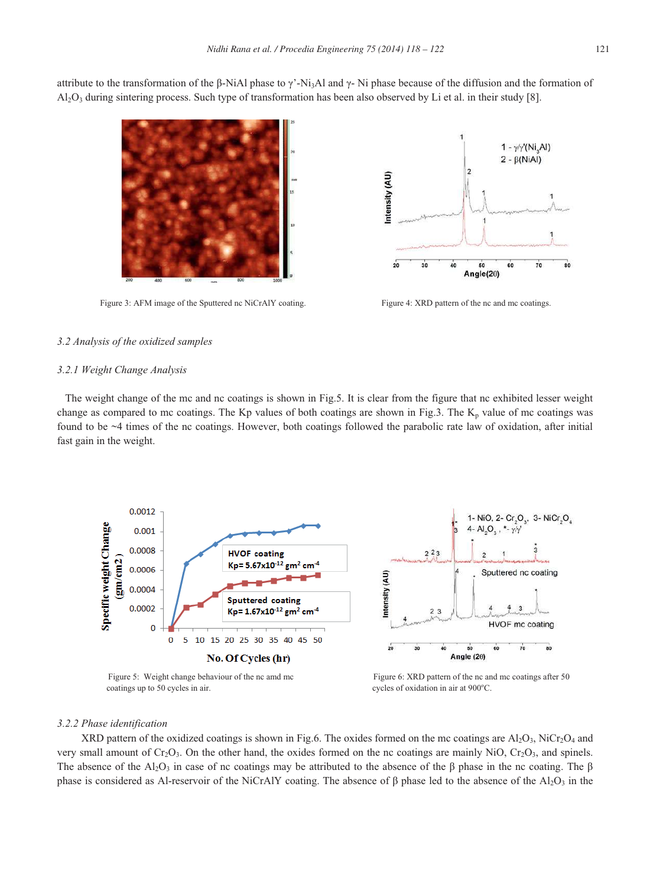attribute to the transformation of the β-NiAl phase to γ'-$Ni_3Al$ and γ- Ni phase because of the diffusion and the formation of $Al_2O_3$ during sintering process. Such type of transformation has been also observed by Li et al. in their study [8].

Figure 3: AFM image of the Sputtered nc NiCrAlY coating.

Figure 4: XRD pattern of the nc and mc coatings.

*3.2 Analysis of the oxidized samples*

*3.2.1 Weight Change Analysis*

The weight change of the mc and nc coatings is shown in Fig.5. It is clear from the figure that nc exhibited lesser weight change as compared to mc coatings. The Kp values of both coatings are shown in Fig.3. The $K_p$ value of mc coatings was found to be ~4 times of the nc coatings. However, both coatings followed the parabolic rate law of oxidation, after initial fast gain in the weight.

Figure 5: Weight change behaviour of the nc amd mc coatings up to 50 cycles in air.

Figure 6: XRD pattern of the nc and mc coatings after 50 cycles of oxidation in air at 900°C.

*3.2.2 Phase identification*

XRD pattern of the oxidized coatings is shown in Fig.6. The oxides formed on the mc coatings are $Al_2O_3$, $NiCr_2O_4$ and very small amount of $Cr_2O_3$. On the other hand, the oxides formed on the nc coatings are mainly NiO, $Cr_2O_3$, and spinels. The absence of the $Al_2O_3$ in case of nc coatings may be attributed to the absence of the β phase in the nc coating. The β phase is considered as Al-reservoir of the NiCrAlY coating. The absence of β phase led to the absence of the $Al_2O_3$ in the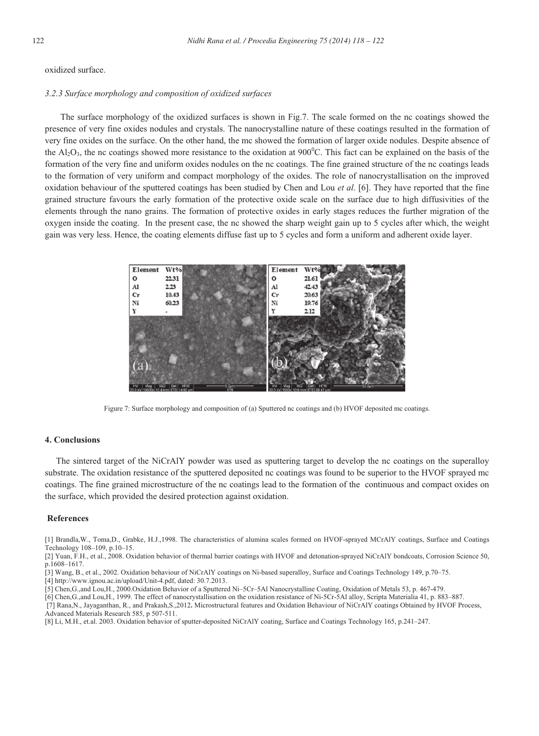oxidized surface.

### *3.2.3 Surface morphology and composition of oxidized surfaces*

The surface morphology of the oxidized surfaces is shown in Fig.7. The scale formed on the nc coatings showed the presence of very fine oxides nodules and crystals. The nanocrystalline nature of these coatings resulted in the formation of very fine oxides on the surface. On the other hand, the mc showed the formation of larger oxide nodules. Despite absence of the $Al_2O_3$, the nc coatings showed more resistance to the oxidation at $900^0$C. This fact can be explained on the basis of the formation of the very fine and uniform oxides nodules on the nc coatings. The fine grained structure of the nc coatings leads to the formation of very uniform and compact morphology of the oxides. The role of nanocrystallisation on the improved oxidation behaviour of the sputtered coatings has been studied by Chen and Lou *et al*. [6]. They have reported that the fine grained structure favours the early formation of the protective oxide scale on the surface due to high diffusivities of the elements through the nano grains. The formation of protective oxides in early stages reduces the further migration of the oxygen inside the coating. In the present case, the nc showed the sharp weight gain up to 5 cycles after which, the weight gain was very less. Hence, the coating elements diffuse fast up to 5 cycles and form a uniform and adherent oxide layer.

(a)

| Element | Wt% |
| --- | --- |
| O | 22.31 |
| Al | 2.23 |
| Cr | 10.43 |
| Ni | 60.23 |
| Y | - |

(b)

| Element | Wt% |
| --- | --- |
| O | 21.61 |
| Al | 42.43 |
| Cr | 20.63 |
| Ni | 19.76 |
| Y | 2.12 |

Figure 7: Surface morphology and composition of (a) Sputtered nc coatings and (b) HVOF deposited mc coatings.

## 4. Conclusions

The sintered target of the NiCrAlY powder was used as sputtering target to develop the nc coatings on the superalloy substrate. The oxidation resistance of the sputtered deposited nc coatings was found to be superior to the HVOF sprayed mc coatings. The fine grained microstructure of the nc coatings lead to the formation of the continuous and compact oxides on the surface, which provided the desired protection against oxidation.

## References

[1] Brandla,W., Toma,D., Grabke, H.J.,1998. The characteristics of alumina scales formed on HVOF-sprayed MCrAlY coatings, Surface and Coatings Technology 108–109, p.10–15.

[2] Yuan, F.H., et al., 2008. Oxidation behavior of thermal barrier coatings with HVOF and detonation-sprayed NiCrAlY bondcoats, Corrosion Science 50, p.1608–1617.

[3] Wang, B., et al., 2002. Oxidation behaviour of NiCrAlY coatings on Ni-based superalloy, Surface and Coatings Technology 149, p.70–75.

[4] http://www.ignou.ac.in/upload/Unit-4.pdf, dated: 30.7.2013.

[5] Chen,G.,and Lou,H., 2000.Oxidation Behavior of a Sputtered Ni–5Cr–5Al Nanocrystalline Coating, Oxidation of Metals 53, p. 467-479.

[6] Chen,G.,and Lou,H., 1999. The effect of nanocrystallisation on the oxidation resistance of Ni-5Cr-5Al alloy, Scripta Materialia 41, p. 883–887.

[7] Rana,N., Jayaganthan, R., and Prakash,S.,2012**.** Microstructural features and Oxidation Behaviour of NiCrAlY coatings Obtained by HVOF Process, Advanced Materials Research 585, p 507-511.

[8] Li, M.H., et.al. 2003. Oxidation behavior of sputter-deposited NiCrAlY coating, Surface and Coatings Technology 165, p.241–247.